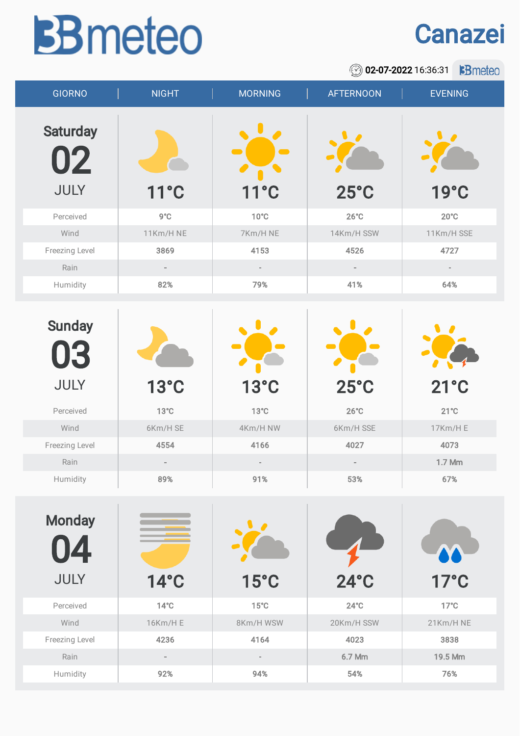# 3Bmeteo

## Canazei

02-07-2022 16:36:31

| GIORNO | NIGHT | MORNING | AFTERNOON | EVENING |
|---|---|---|---|---|
| **Saturday 02 JULY** | 11°C | 11°C | 25°C | 19°C |
| Perceived | 9°C | 10°C | 26°C | 20°C |
| Wind | 11Km/H NE | 7Km/H NE | 14Km/H SSW | 11Km/H SSE |
| Freezing Level | 3869 | 4153 | 4526 | 4727 |
| Rain | - | - | - | - |
| Humidity | 82% | 79% | 41% | 64% |
| **Sunday 03 JULY** | 13°C | 13°C | 25°C | 21°C |
| Perceived | 13°C | 13°C | 26°C | 21°C |
| Wind | 6Km/H SE | 4Km/H NW | 6Km/H SSE | 17Km/H E |
| Freezing Level | 4554 | 4166 | 4027 | 4073 |
| Rain | - | - | - | 1.7 Mm |
| Humidity | 89% | 91% | 53% | 67% |
| **Monday 04 JULY** | 14°C | 15°C | 24°C | 17°C |
| Perceived | 14°C | 15°C | 24°C | 17°C |
| Wind | 16Km/H E | 8Km/H WSW | 20Km/H SSW | 21Km/H NE |
| Freezing Level | 4236 | 4164 | 4023 | 3838 |
| Rain | - | - | 6.7 Mm | 19.5 Mm |
| Humidity | 92% | 94% | 54% | 76% |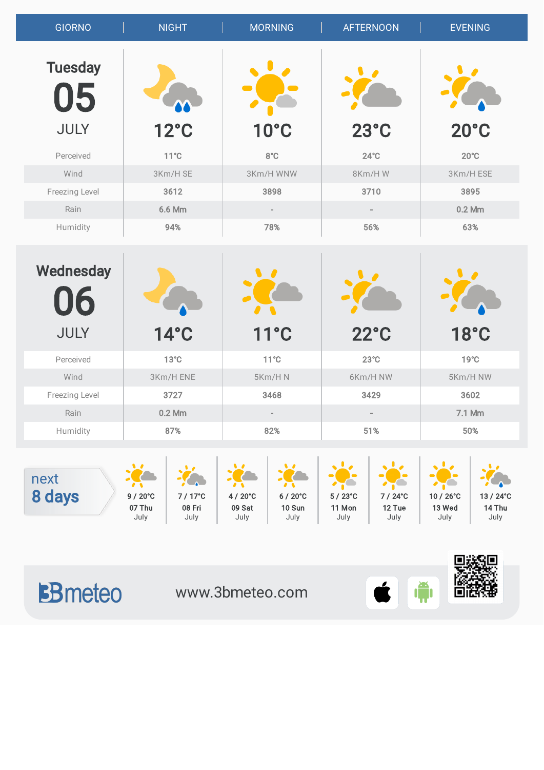| GIORNO | NIGHT | MORNING | AFTERNOON | EVENING |
|---|---|---|---|---|
| **Tuesday 05 JULY** | 12°C | 10°C | 23°C | 20°C |
| Perceived | 11°C | 8°C | 24°C | 20°C |
| Wind | 3Km/H SE | 3Km/H WNW | 8Km/H W | 3Km/H ESE |
| Freezing Level | 3612 | 3898 | 3710 | 3895 |
| Rain | 6.6 Mm | - | - | 0.2 Mm |
| Humidity | 94% | 78% | 56% | 63% |

| GIORNO | NIGHT | MORNING | AFTERNOON | EVENING |
|---|---|---|---|---|
| **Wednesday 06 JULY** | 14°C | 11°C | 22°C | 18°C |
| Perceived | 13°C | 11°C | 23°C | 19°C |
| Wind | 3Km/H ENE | 5Km/H N | 6Km/H NW | 5Km/H NW |
| Freezing Level | 3727 | 3468 | 3429 | 3602 |
| Rain | 0.2 Mm | - | - | 7.1 Mm |
| Humidity | 87% | 82% | 51% | 50% |

**next 8 days**

| 07 Thu July | 08 Fri July | 09 Sat July | 10 Sun July | 11 Mon July | 12 Tue July | 13 Wed July | 14 Thu July |
|---|---|---|---|---|---|---|---|
| 9 / 20°C | 7 / 17°C | 4 / 20°C | 6 / 20°C | 5 / 23°C | 7 / 24°C | 10 / 26°C | 13 / 24°C |

3Bmeteo

www.3bmeteo.com